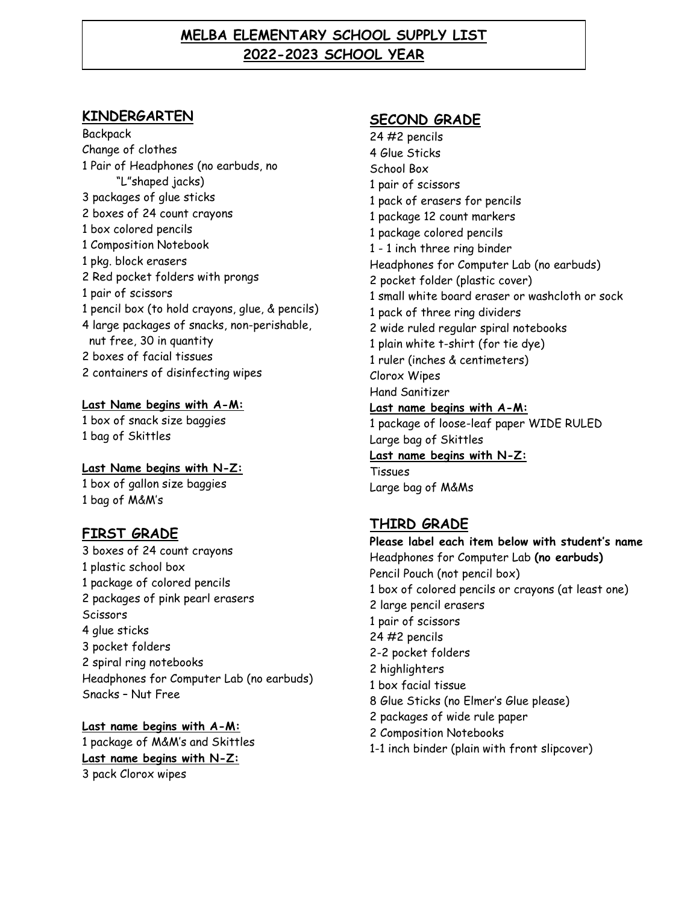# MELBA ELEMENTARY SCHOOL SUPPLY LIST
# 2022-2023 SCHOOL YEAR

## KINDERGARTEN

Backpack
Change of clothes
1 Pair of Headphones (no earbuds, no "L"shaped jacks)
3 packages of glue sticks
2 boxes of 24 count crayons
1 box colored pencils
1 Composition Notebook
1 pkg. block erasers
2 Red pocket folders with prongs
1 pair of scissors
1 pencil box (to hold crayons, glue, & pencils)
4 large packages of snacks, non-perishable, nut free, 30 in quantity
2 boxes of facial tissues
2 containers of disinfecting wipes

**Last Name begins with A-M:**
1 box of snack size baggies
1 bag of Skittles

**Last Name begins with N-Z:**
1 box of gallon size baggies
1 bag of M&M's

## FIRST GRADE

3 boxes of 24 count crayons
1 plastic school box
1 package of colored pencils
2 packages of pink pearl erasers
Scissors
4 glue sticks
3 pocket folders
2 spiral ring notebooks
Headphones for Computer Lab (no earbuds)
Snacks – Nut Free

**Last name begins with A-M:**
1 package of M&M's and Skittles
**Last name begins with N-Z:**
3 pack Clorox wipes

## SECOND GRADE

24 #2 pencils
4 Glue Sticks
School Box
1 pair of scissors
1 pack of erasers for pencils
1 package 12 count markers
1 package colored pencils
1 - 1 inch three ring binder
Headphones for Computer Lab (no earbuds)
2 pocket folder (plastic cover)
1 small white board eraser or washcloth or sock
1 pack of three ring dividers
2 wide ruled regular spiral notebooks
1 plain white t-shirt (for tie dye)
1 ruler (inches & centimeters)
Clorox Wipes
Hand Sanitizer
**Last name begins with A-M:**
1 package of loose-leaf paper WIDE RULED
Large bag of Skittles
**Last name begins with N-Z:**
Tissues
Large bag of M&Ms

## THIRD GRADE

**Please label each item below with student's name**
Headphones for Computer Lab **(no earbuds)**
Pencil Pouch (not pencil box)
1 box of colored pencils or crayons (at least one)
2 large pencil erasers
1 pair of scissors
24 #2 pencils
2-2 pocket folders
2 highlighters
1 box facial tissue
8 Glue Sticks (no Elmer's Glue please)
2 packages of wide rule paper
2 Composition Notebooks
1-1 inch binder (plain with front slipcover)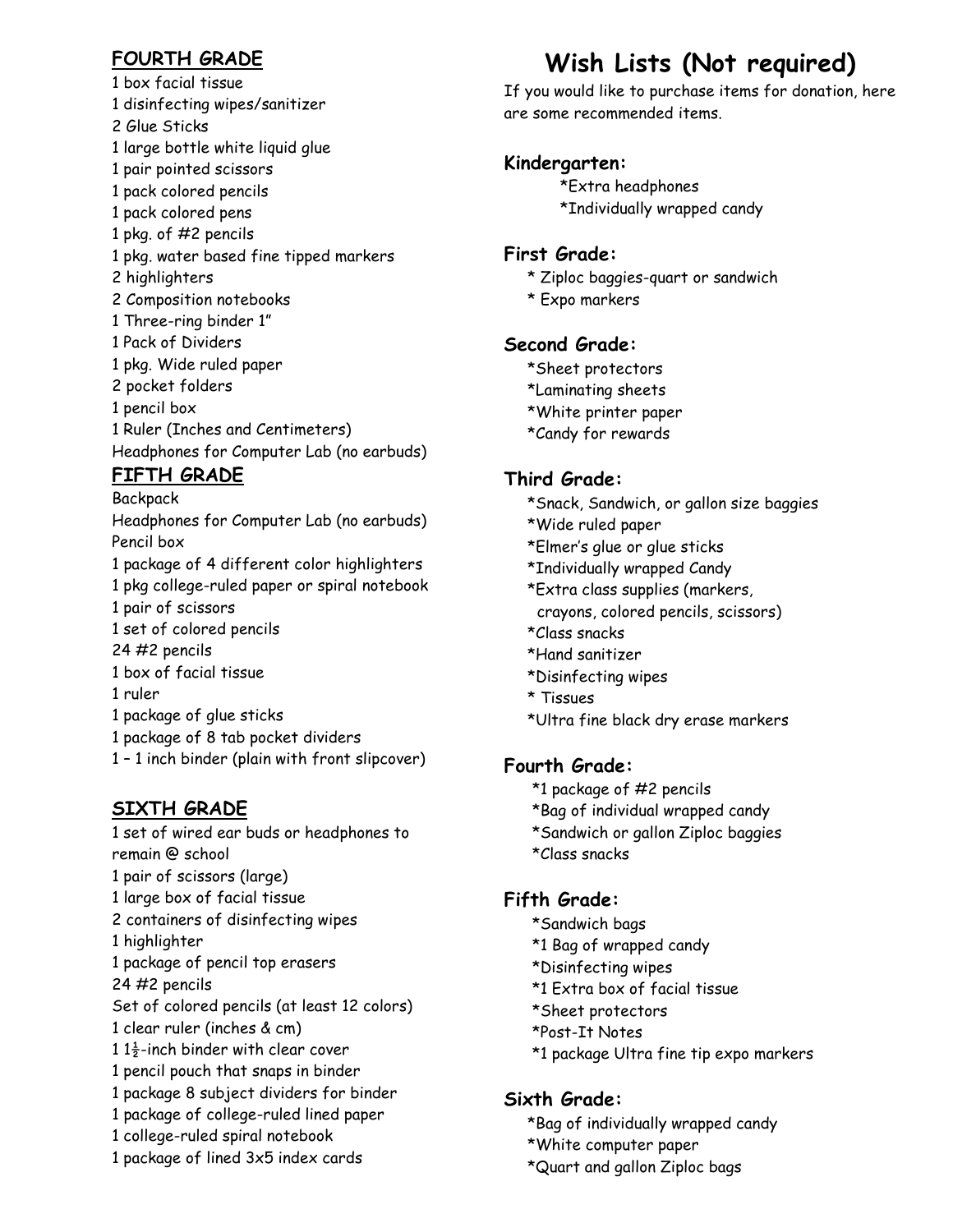## FOURTH GRADE

1 box facial tissue
1 disinfecting wipes/sanitizer
2 Glue Sticks
1 large bottle white liquid glue
1 pair pointed scissors
1 pack colored pencils
1 pack colored pens
1 pkg. of #2 pencils
1 pkg. water based fine tipped markers
2 highlighters
2 Composition notebooks
1 Three-ring binder 1"
1 Pack of Dividers
1 pkg. Wide ruled paper
2 pocket folders
1 pencil box
1 Ruler (Inches and Centimeters)
Headphones for Computer Lab (no earbuds)

## FIFTH GRADE

Backpack
Headphones for Computer Lab (no earbuds)
Pencil box
1 package of 4 different color highlighters
1 pkg college-ruled paper or spiral notebook
1 pair of scissors
1 set of colored pencils
24 #2 pencils
1 box of facial tissue
1 ruler
1 package of glue sticks
1 package of 8 tab pocket dividers
1 – 1 inch binder (plain with front slipcover)

## SIXTH GRADE

1 set of wired ear buds or headphones to remain @ school
1 pair of scissors (large)
1 large box of facial tissue
2 containers of disinfecting wipes
1 highlighter
1 package of pencil top erasers
24 #2 pencils
Set of colored pencils (at least 12 colors)
1 clear ruler (inches & cm)
1 1½-inch binder with clear cover
1 pencil pouch that snaps in binder
1 package 8 subject dividers for binder
1 package of college-ruled lined paper
1 college-ruled spiral notebook
1 package of lined 3x5 index cards

# Wish Lists (Not required)

If you would like to purchase items for donation, here are some recommended items.

### Kindergarten:

*Extra headphones
*Individually wrapped candy

### First Grade:

* Ziploc baggies-quart or sandwich
* Expo markers

### Second Grade:

*Sheet protectors
*Laminating sheets
*White printer paper
*Candy for rewards

### Third Grade:

*Snack, Sandwich, or gallon size baggies
*Wide ruled paper
*Elmer's glue or glue sticks
*Individually wrapped Candy
*Extra class supplies (markers, crayons, colored pencils, scissors)
*Class snacks
*Hand sanitizer
*Disinfecting wipes
* Tissues
*Ultra fine black dry erase markers

### Fourth Grade:

*1 package of #2 pencils
*Bag of individual wrapped candy
*Sandwich or gallon Ziploc baggies
*Class snacks

### Fifth Grade:

*Sandwich bags
*1 Bag of wrapped candy
*Disinfecting wipes
*1 Extra box of facial tissue
*Sheet protectors
*Post-It Notes
*1 package Ultra fine tip expo markers

### Sixth Grade:

*Bag of individually wrapped candy
*White computer paper
*Quart and gallon Ziploc bags